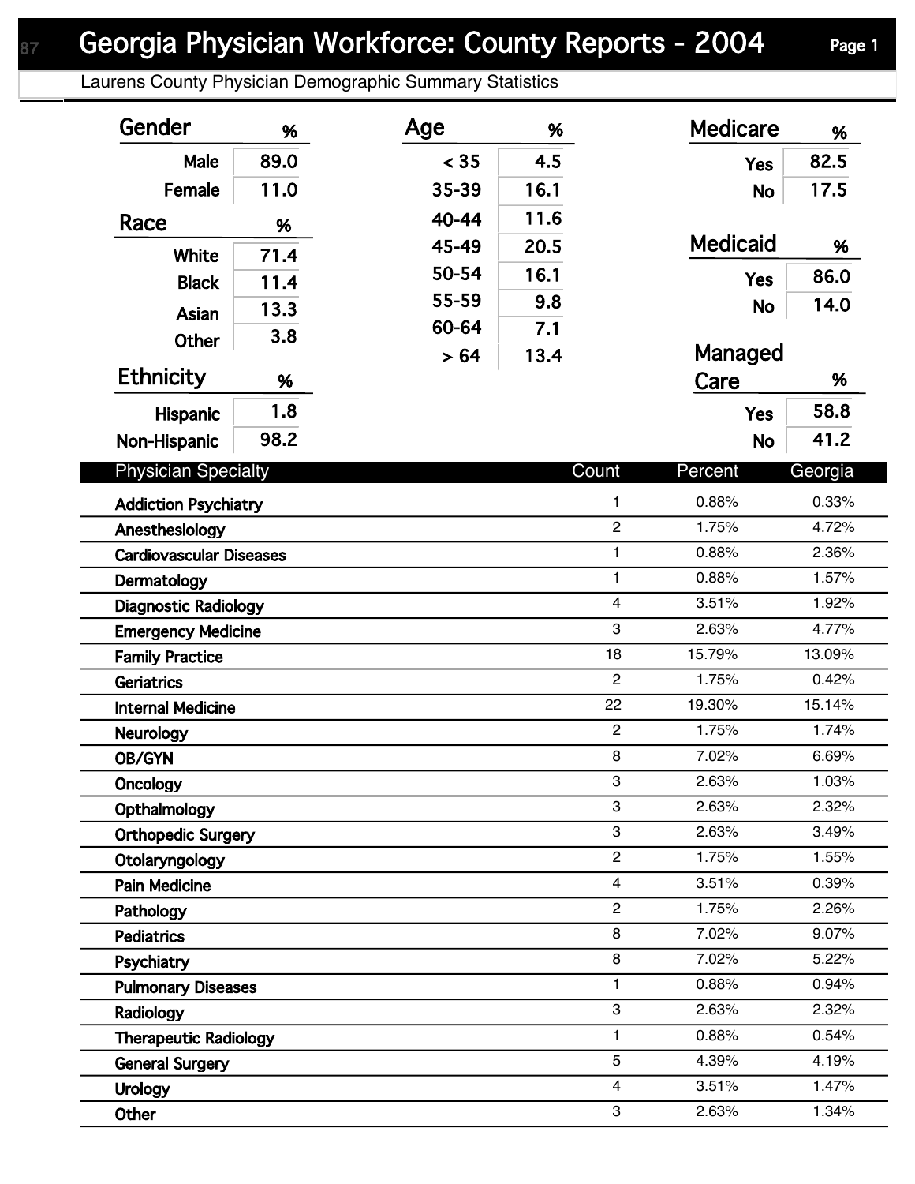# Georgia Physician Workforce: County Reports - 2004

Laurens County Physician Demographic Summary Statistics

| Gender | % |
|---|---|
| Male | 89.0 |
| Female | 11.0 |

| Race | % |
|---|---|
| White | 71.4 |
| Black | 11.4 |
| Asian | 13.3 |
| Other | 3.8 |

| Ethnicity | % |
|---|---|
| Hispanic | 1.8 |
| Non-Hispanic | 98.2 |

| Age | % |
|---|---|
| < 35 | 4.5 |
| 35-39 | 16.1 |
| 40-44 | 11.6 |
| 45-49 | 20.5 |
| 50-54 | 16.1 |
| 55-59 | 9.8 |
| 60-64 | 7.1 |
| > 64 | 13.4 |

| Medicare | % |
|---|---|
| Yes | 82.5 |
| No | 17.5 |

| Medicaid | % |
|---|---|
| Yes | 86.0 |
| No | 14.0 |

| Managed Care | % |
|---|---|
| Yes | 58.8 |
| No | 41.2 |

| Physician Specialty | Count | Percent | Georgia |
|---|---|---|---|
| Addiction Psychiatry | 1 | 0.88% | 0.33% |
| Anesthesiology | 2 | 1.75% | 4.72% |
| Cardiovascular Diseases | 1 | 0.88% | 2.36% |
| Dermatology | 1 | 0.88% | 1.57% |
| Diagnostic Radiology | 4 | 3.51% | 1.92% |
| Emergency Medicine | 3 | 2.63% | 4.77% |
| Family Practice | 18 | 15.79% | 13.09% |
| Geriatrics | 2 | 1.75% | 0.42% |
| Internal Medicine | 22 | 19.30% | 15.14% |
| Neurology | 2 | 1.75% | 1.74% |
| OB/GYN | 8 | 7.02% | 6.69% |
| Oncology | 3 | 2.63% | 1.03% |
| Opthalmology | 3 | 2.63% | 2.32% |
| Orthopedic Surgery | 3 | 2.63% | 3.49% |
| Otolaryngology | 2 | 1.75% | 1.55% |
| Pain Medicine | 4 | 3.51% | 0.39% |
| Pathology | 2 | 1.75% | 2.26% |
| Pediatrics | 8 | 7.02% | 9.07% |
| Psychiatry | 8 | 7.02% | 5.22% |
| Pulmonary Diseases | 1 | 0.88% | 0.94% |
| Radiology | 3 | 2.63% | 2.32% |
| Therapeutic Radiology | 1 | 0.88% | 0.54% |
| General Surgery | 5 | 4.39% | 4.19% |
| Urology | 4 | 3.51% | 1.47% |
| Other | 3 | 2.63% | 1.34% |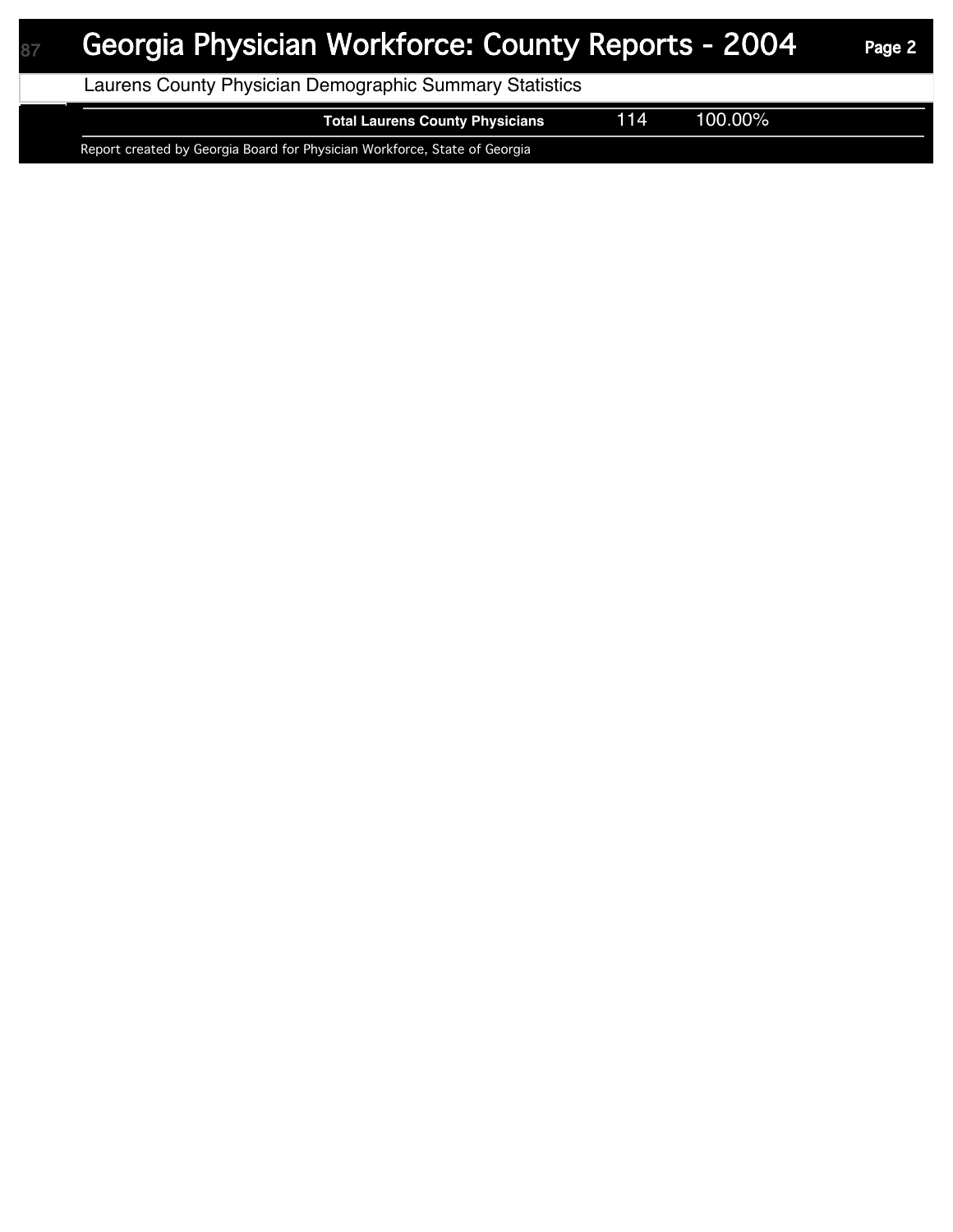## Laurens County Physician Demographic Summary Statistics

| | | |
|---|---|---|
| **Total Laurens County Physicians** | 114 | 100.00% |

Report created by Georgia Board for Physician Workforce, State of Georgia